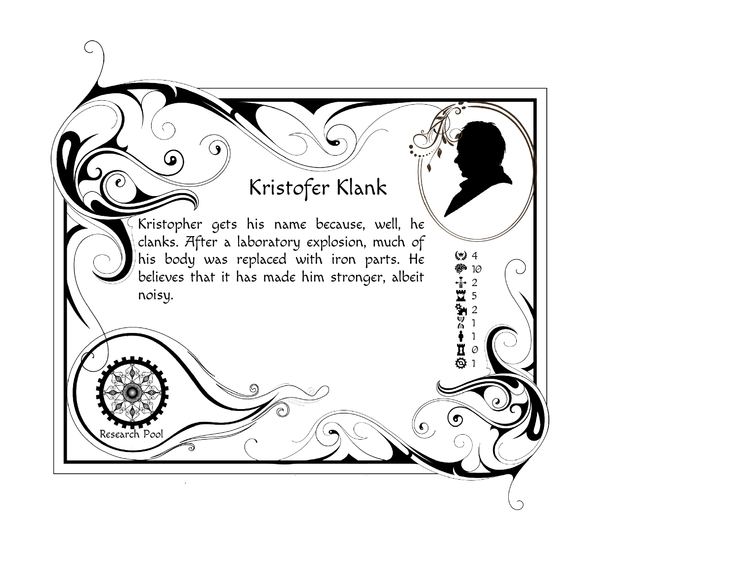# Kristofer Klank

Kristopher gets his name because, well, he clanks. After a laboratory explosion, much of his body was replaced with iron parts. He believes that it has made him stronger, albeit noisy.

4
10
2
5
2
1
1
0
1

Research Pool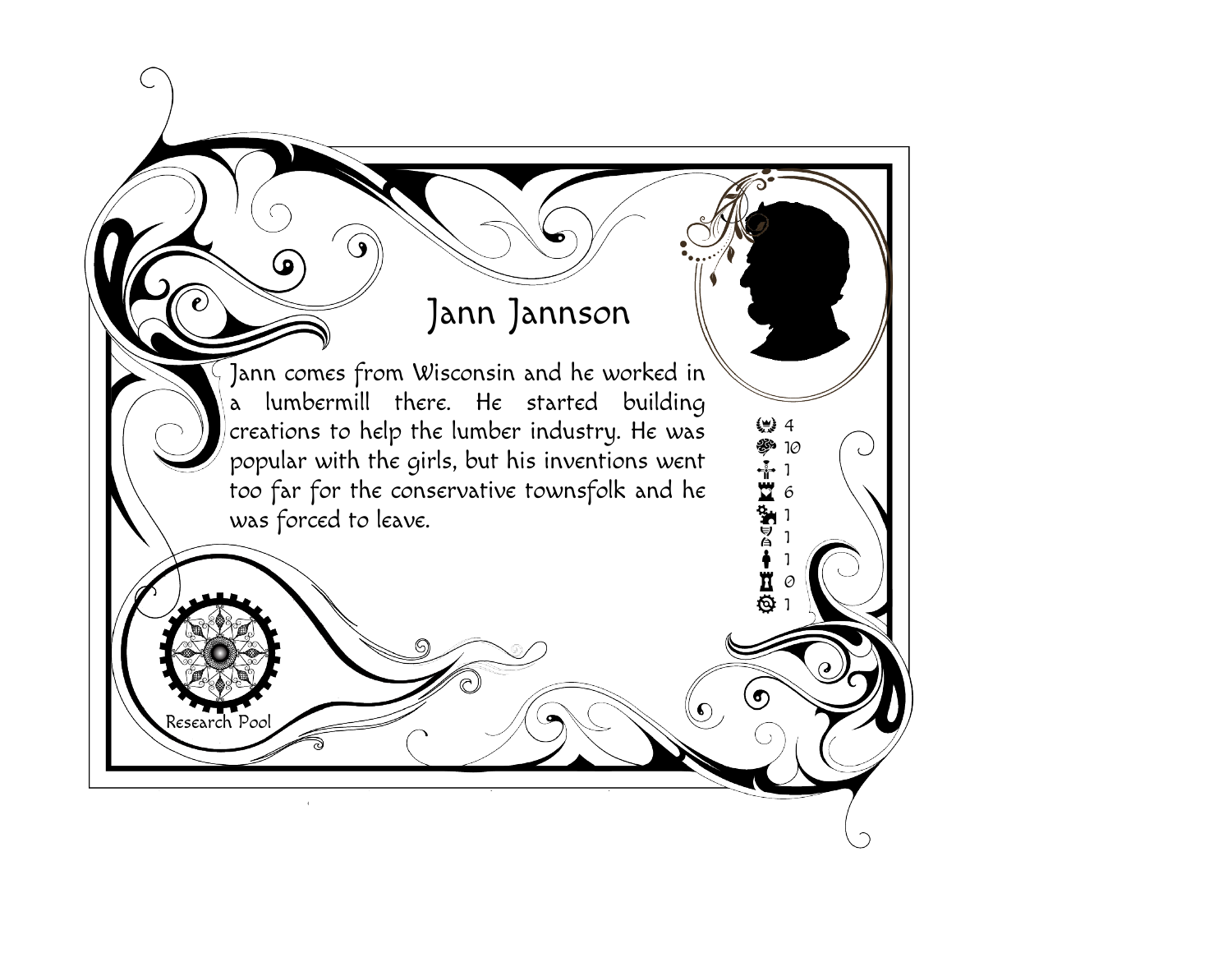# Jann Jannson

Jann comes from Wisconsin and he worked in a lumbermill there. He started building creations to help the lumber industry. He was popular with the girls, but his inventions went too far for the conservative townsfolk and he was forced to leave.

- 4
- 10
- 1
- 6
- 1
- 1
- 1
- 0
- 1

Research Pool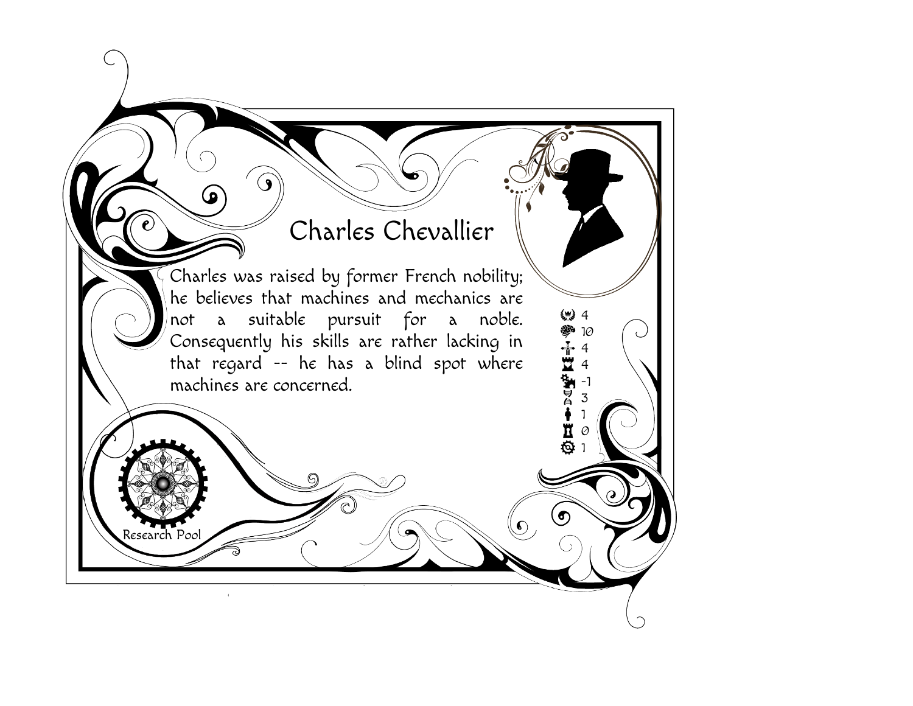# Charles Chevallier

Charles was raised by former French nobility; he believes that machines and mechanics are not a suitable pursuit for a noble. Consequently his skills are rather lacking in that regard -- he has a blind spot where machines are concerned.

- 4
- 10
- 4
- 4
- -1
- 3
- 1
- 0
- 1

Research Pool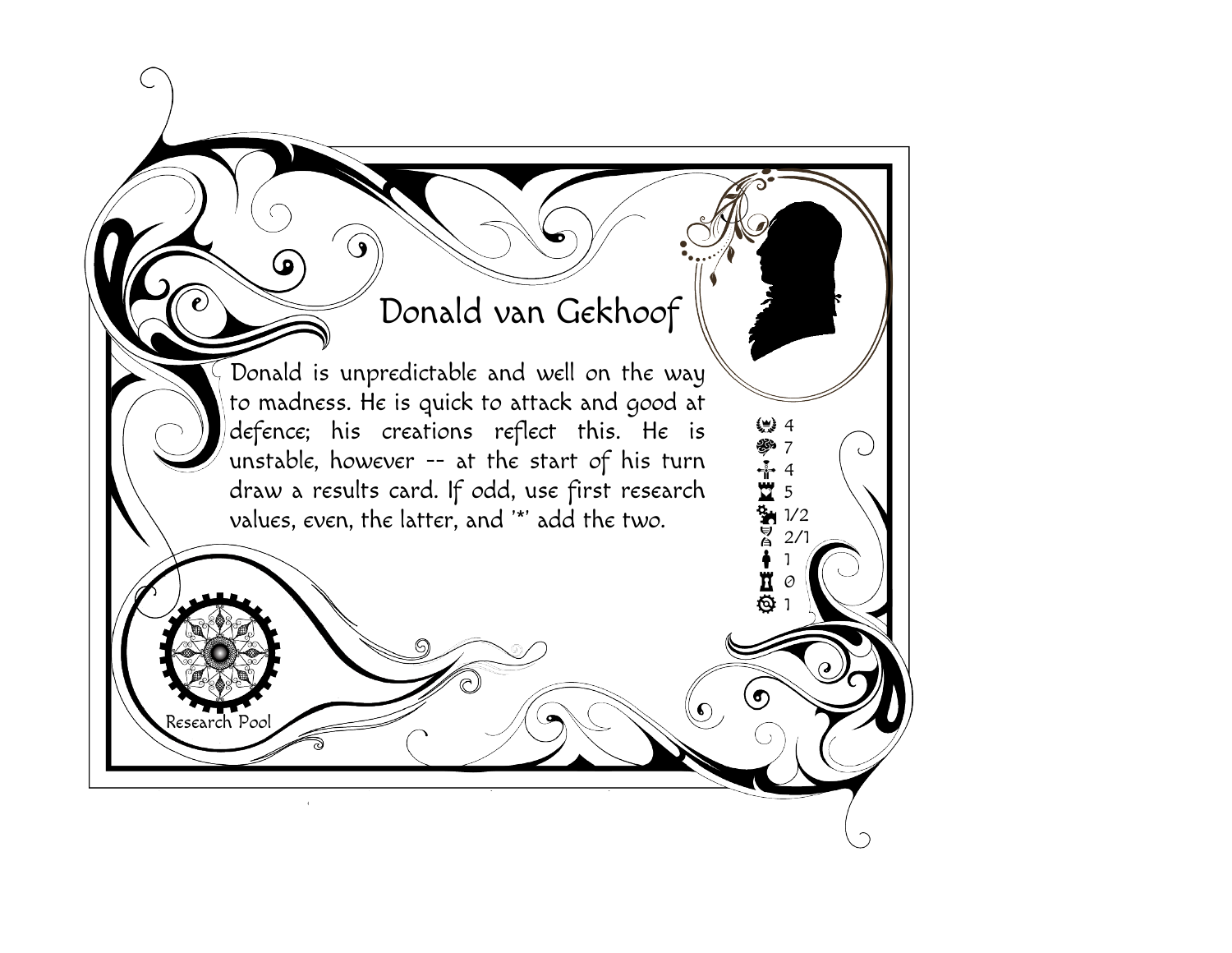# Donald van Gekhoof

Donald is unpredictable and well on the way to madness. He is quick to attack and good at defence; his creations reflect this. He is unstable, however -- at the start of his turn draw a results card. If odd, use first research values, even, the latter, and '*' add the two.

4
7
4
5
1/2
2/1
1
0
1

Research Pool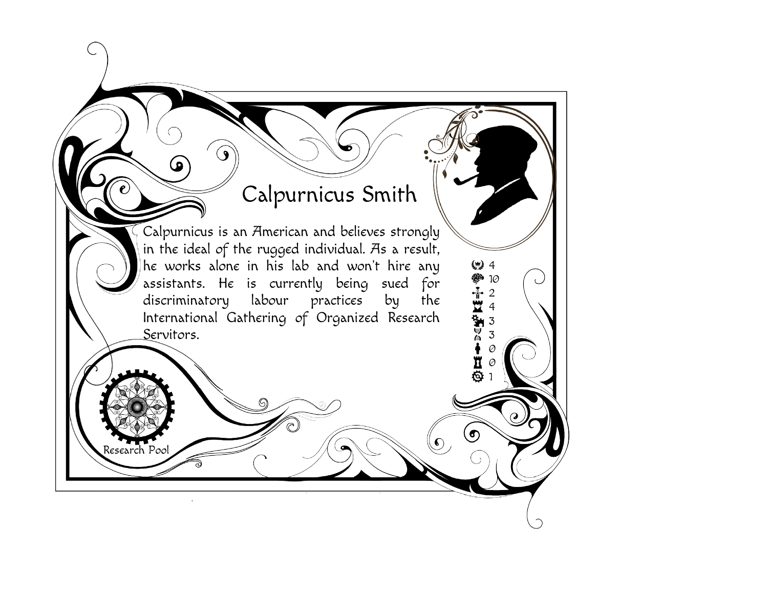## Calpurnicus Smith

Calpurnicus is an American and believes strongly in the ideal of the rugged individual. As a result, he works alone in his lab and won't hire any assistants. He is currently being sued for discriminatory labour practices by the International Gathering of Organized Research Servitors.

- 4
- 10
- 2
- 4
- 3
- 3
- 0
- 0
- 1

Research Pool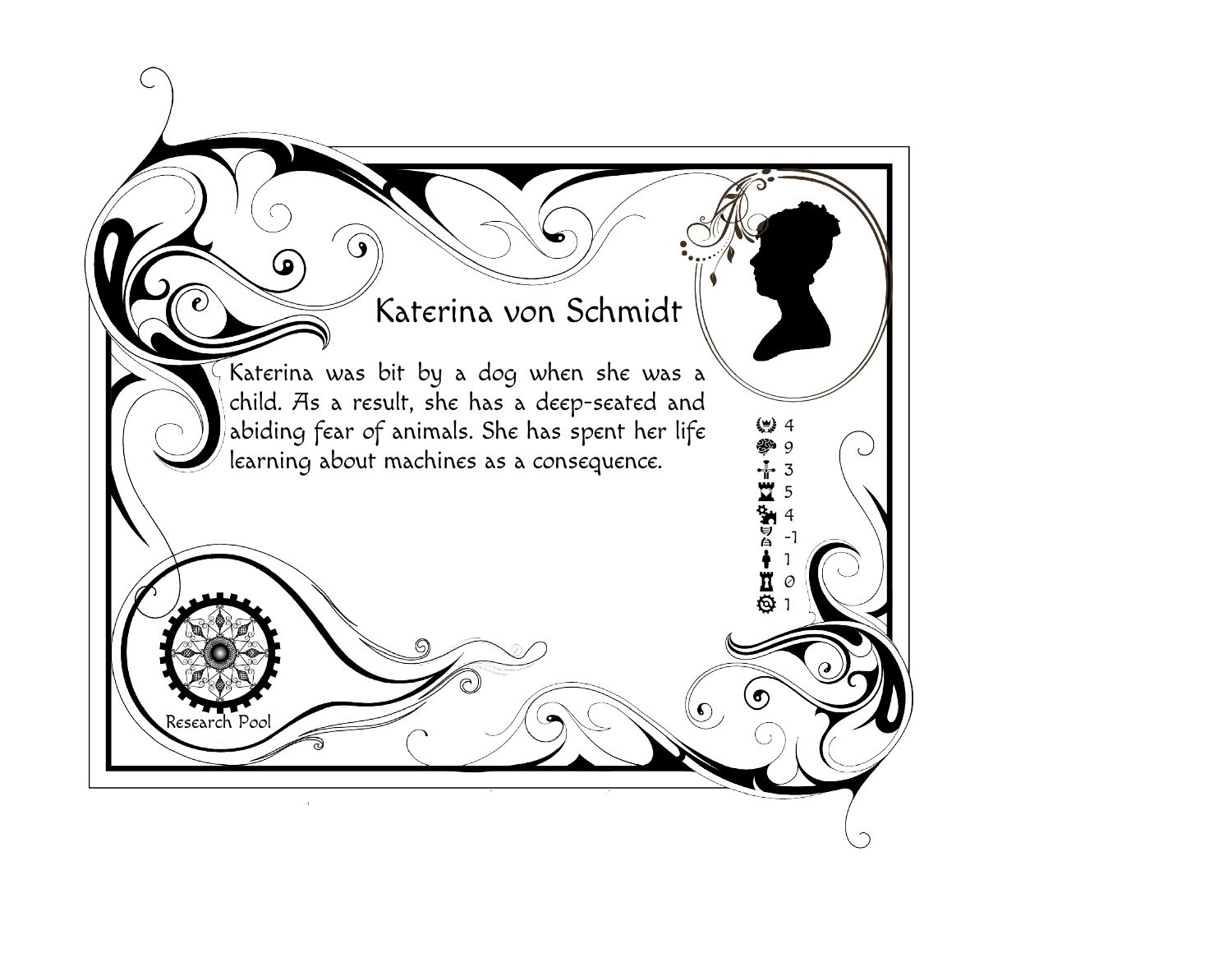## Katerina von Schmidt

Katerina was bit by a dog when she was a child. As a result, she has a deep-seated and abiding fear of animals. She has spent her life learning about machines as a consequence.

4
9
3
5
4
-1
1
0
1

Research Pool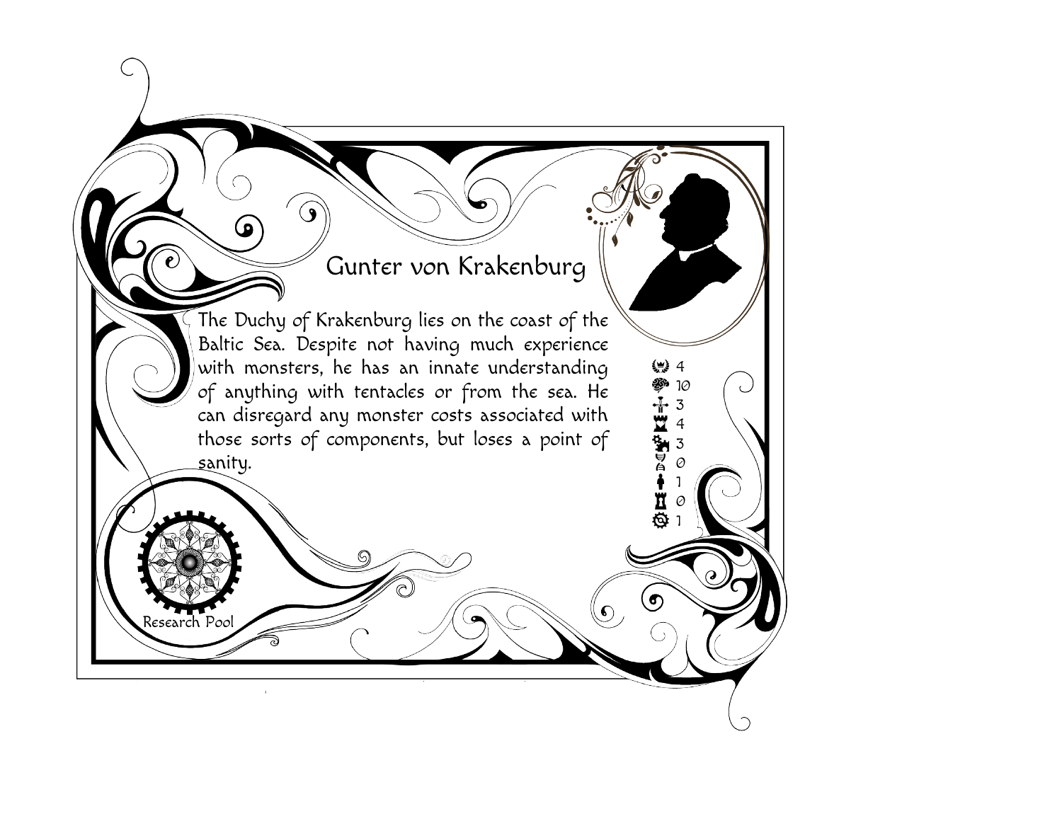# Gunter von Krakenburg

The Duchy of Krakenburg lies on the coast of the Baltic Sea. Despite not having much experience with monsters, he has an innate understanding of anything with tentacles or from the sea. He can disregard any monster costs associated with those sorts of components, but loses a point of sanity.

- 4
- 10
- 3
- 4
- 3
- 0
- 1
- 0
- 1

Research Pool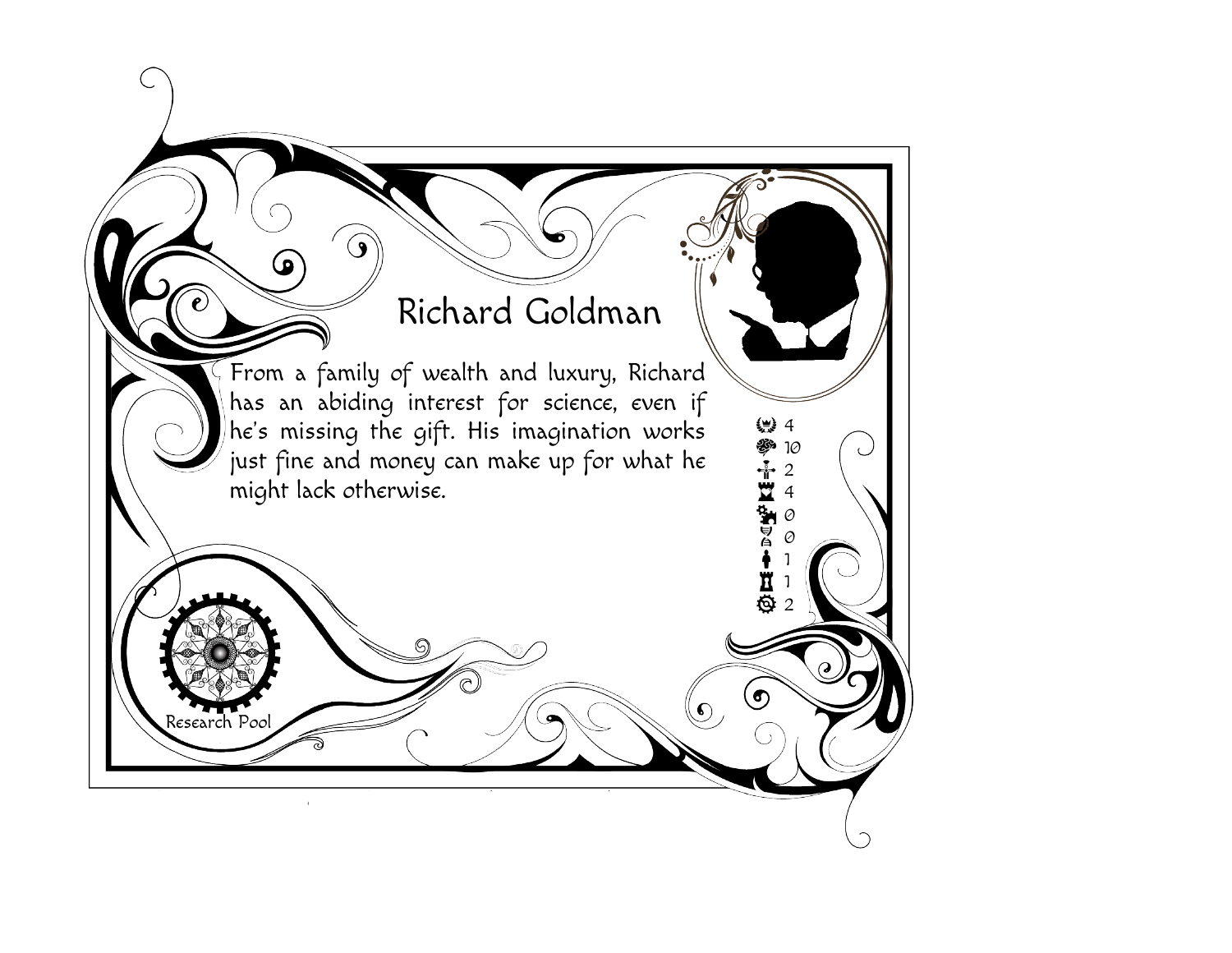# Richard Goldman

From a family of wealth and luxury, Richard has an abiding interest for science, even if he's missing the gift. His imagination works just fine and money can make up for what he might lack otherwise.

- 4
- 10
- 2
- 4
- 0
- 0
- 1
- 1
- 2

Research Pool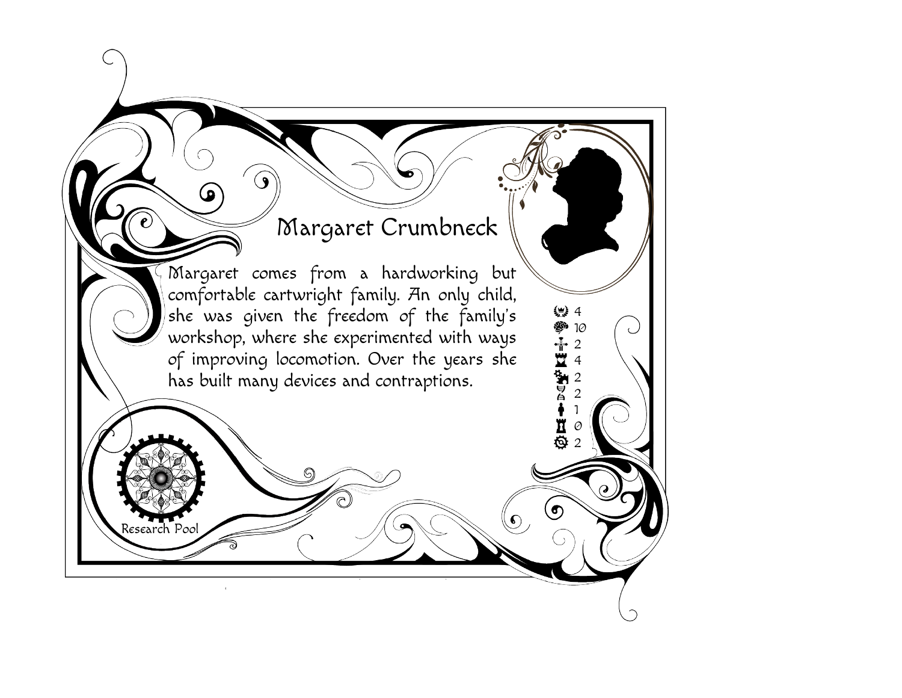# Margaret Crumbneck

Margaret comes from a hardworking but comfortable cartwright family. An only child, she was given the freedom of the family's workshop, where she experimented with ways of improving locomotion. Over the years she has built many devices and contraptions.

4
10
2
4
2
2
1
0
2

Research Pool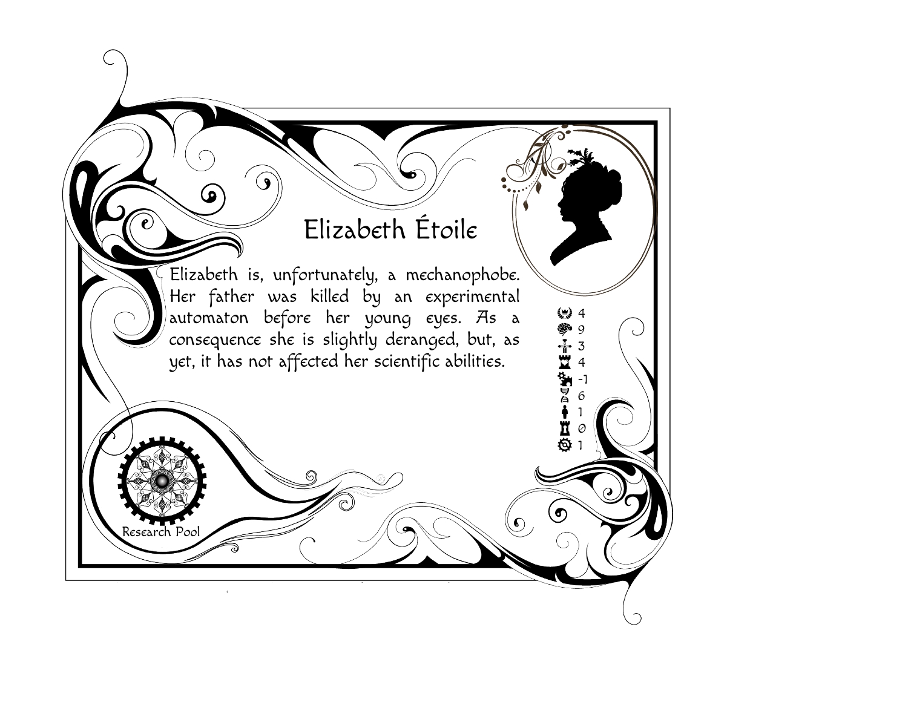# Elizabeth Étoile

Elizabeth is, unfortunately, a mechanophobe. Her father was killed by an experimental automaton before her young eyes. As a consequence she is slightly deranged, but, as yet, it has not affected her scientific abilities.

4
9
3
4
-1
6
1
0
1

Research Pool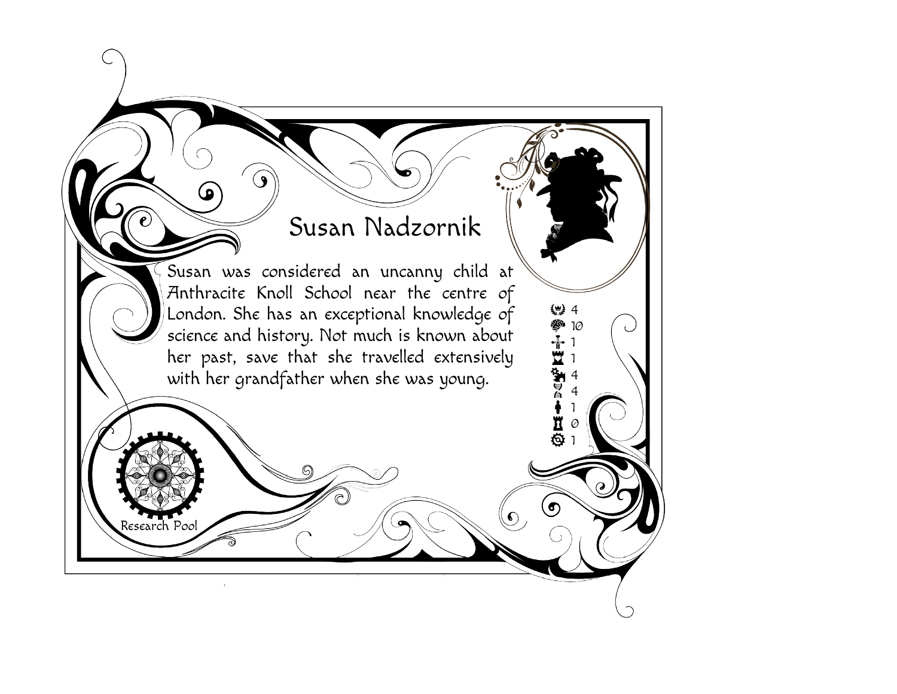## Susan Nadzornik

Susan was considered an uncanny child at Anthracite Knoll School near the centre of London. She has an exceptional knowledge of science and history. Not much is known about her past, save that she travelled extensively with her grandfather when she was young.

- 4
- 10
- 1
- 1
- 4
- 4
- 1
- 0
- 1

Research Pool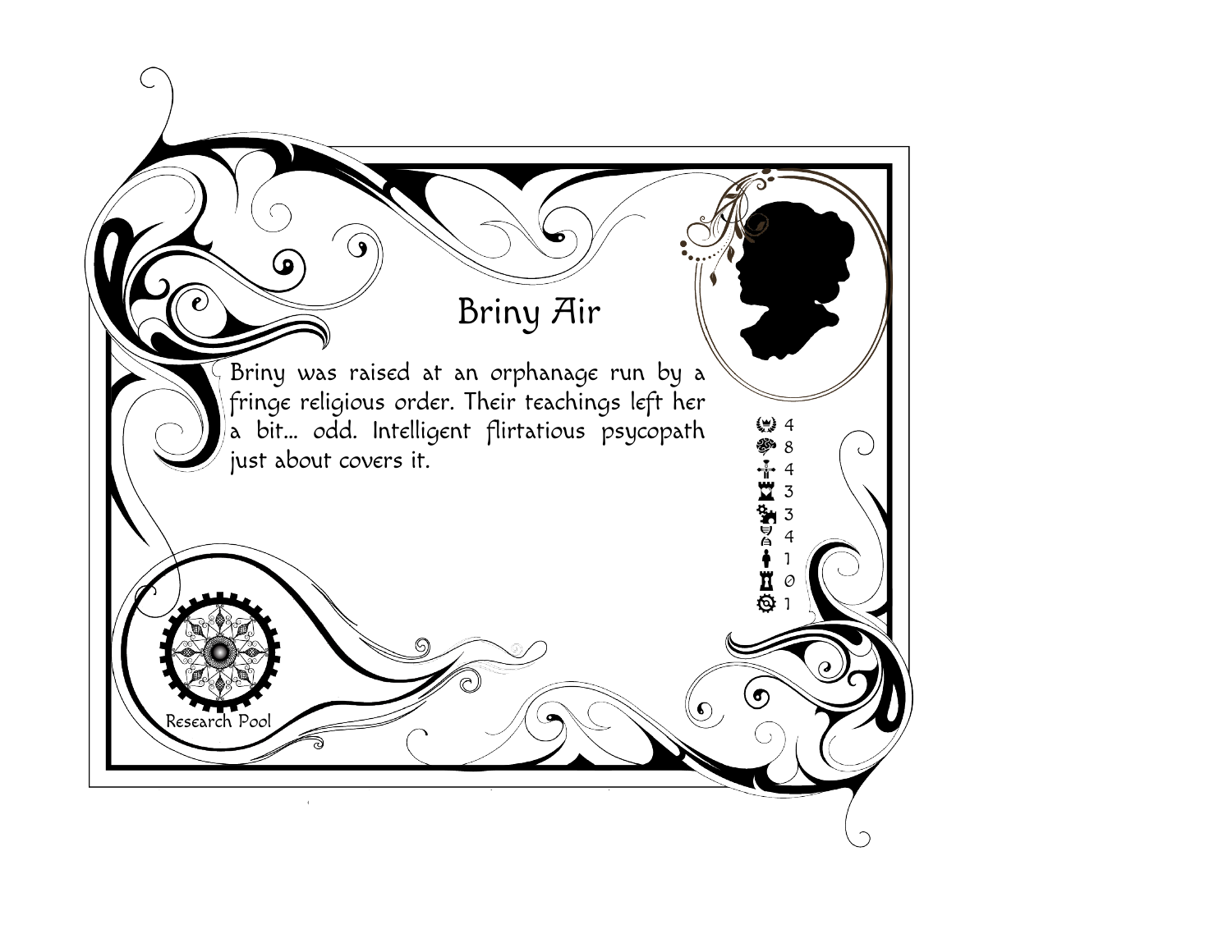## Briny Air

Briny was raised at an orphanage run by a fringe religious order. Their teachings left her a bit... odd. Intelligent flirtatious psycopath just about covers it.

4
8
4
3
3
4
1
0
1

Research Pool